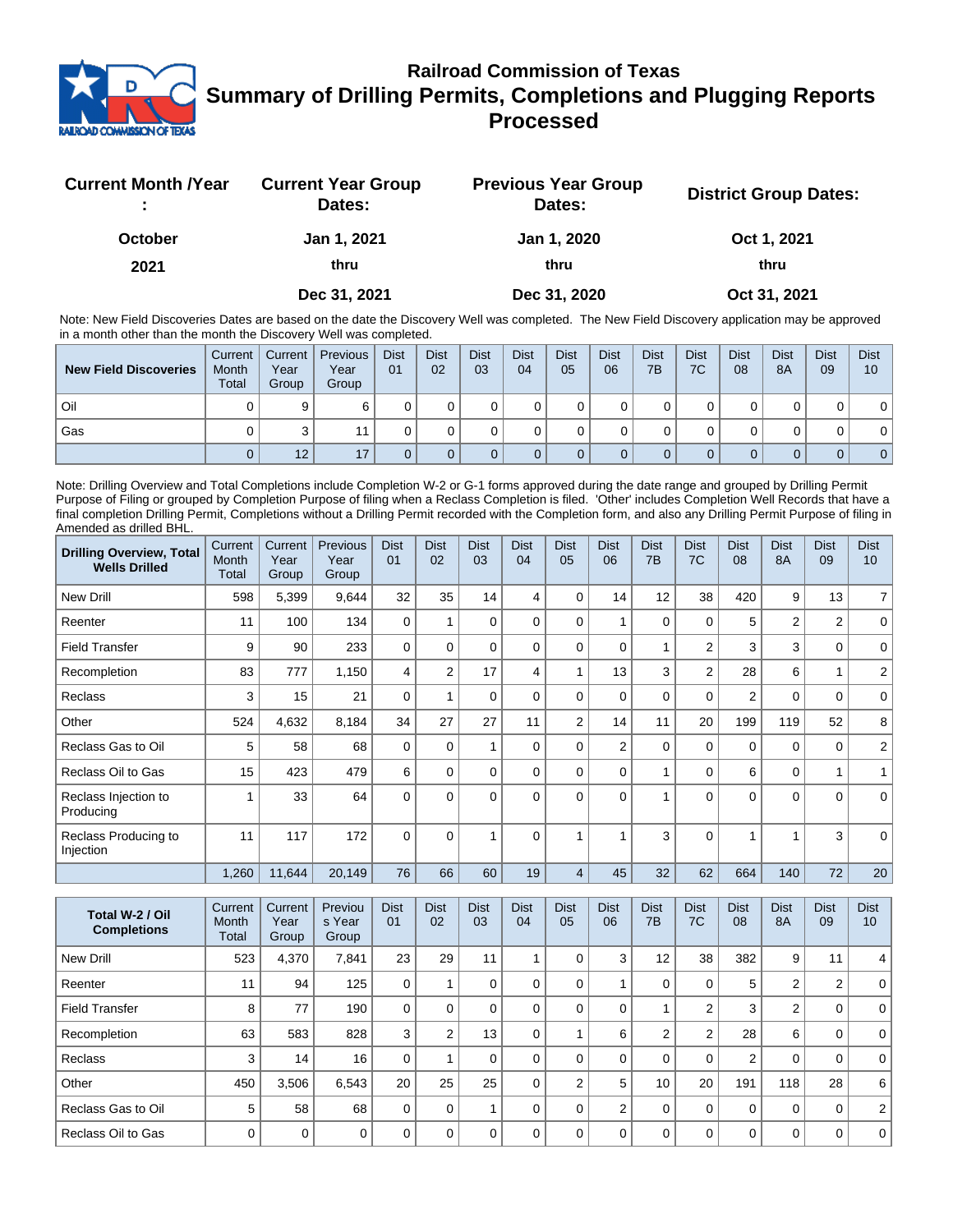# Railroad Commission of Texas
## Summary of Drilling Permits, Completions and Plugging Reports Processed

| Current Month /Year : | Current Year Group Dates: | Previous Year Group Dates: | District Group Dates: |
|---|---|---|---|
| October 2021 | Jan 1, 2021 thru Dec 31, 2021 | Jan 1, 2020 thru Dec 31, 2020 | Oct 1, 2021 thru Oct 31, 2021 |

Note: New Field Discoveries Dates are based on the date the Discovery Well was completed. The New Field Discovery application may be approved in a month other than the month the Discovery Well was completed.

| New Field Discoveries | Current Month Total | Current Year Group | Previous Year Group | Dist 01 | Dist 02 | Dist 03 | Dist 04 | Dist 05 | Dist 06 | Dist 7B | Dist 7C | Dist 08 | Dist 8A | Dist 09 | Dist 10 |
|---|---|---|---|---|---|---|---|---|---|---|---|---|---|---|---|
| Oil | 0 | 9 | 6 | 0 | 0 | 0 | 0 | 0 | 0 | 0 | 0 | 0 | 0 | 0 | 0 |
| Gas | 0 | 3 | 11 | 0 | 0 | 0 | 0 | 0 | 0 | 0 | 0 | 0 | 0 | 0 | 0 |
| | 0 | 12 | 17 | 0 | 0 | 0 | 0 | 0 | 0 | 0 | 0 | 0 | 0 | 0 | 0 |

Note: Drilling Overview and Total Completions include Completion W-2 or G-1 forms approved during the date range and grouped by Drilling Permit Purpose of Filing or grouped by Completion Purpose of filing when a Reclass Completion is filed. 'Other' includes Completion Well Records that have a final completion Drilling Permit, Completions without a Drilling Permit recorded with the Completion form, and also any Drilling Permit Purpose of filing in Amended as drilled BHL.

| Drilling Overview, Total Wells Drilled | Current Month Total | Current Year Group | Previous Year Group | Dist 01 | Dist 02 | Dist 03 | Dist 04 | Dist 05 | Dist 06 | Dist 7B | Dist 7C | Dist 08 | Dist 8A | Dist 09 | Dist 10 |
|---|---|---|---|---|---|---|---|---|---|---|---|---|---|---|---|
| New Drill | 598 | 5,399 | 9,644 | 32 | 35 | 14 | 4 | 0 | 14 | 12 | 38 | 420 | 9 | 13 | 7 |
| Reenter | 11 | 100 | 134 | 0 | 1 | 0 | 0 | 0 | 1 | 0 | 0 | 5 | 2 | 2 | 0 |
| Field Transfer | 9 | 90 | 233 | 0 | 0 | 0 | 0 | 0 | 0 | 1 | 2 | 3 | 3 | 0 | 0 |
| Recompletion | 83 | 777 | 1,150 | 4 | 2 | 17 | 4 | 1 | 13 | 3 | 2 | 28 | 6 | 1 | 2 |
| Reclass | 3 | 15 | 21 | 0 | 1 | 0 | 0 | 0 | 0 | 0 | 0 | 2 | 0 | 0 | 0 |
| Other | 524 | 4,632 | 8,184 | 34 | 27 | 27 | 11 | 2 | 14 | 11 | 20 | 199 | 119 | 52 | 8 |
| Reclass Gas to Oil | 5 | 58 | 68 | 0 | 0 | 1 | 0 | 0 | 2 | 0 | 0 | 0 | 0 | 0 | 2 |
| Reclass Oil to Gas | 15 | 423 | 479 | 6 | 0 | 0 | 0 | 0 | 0 | 1 | 0 | 6 | 0 | 1 | 1 |
| Reclass Injection to Producing | 1 | 33 | 64 | 0 | 0 | 0 | 0 | 0 | 0 | 1 | 0 | 0 | 0 | 0 | 0 |
| Reclass Producing to Injection | 11 | 117 | 172 | 0 | 0 | 1 | 0 | 1 | 1 | 3 | 0 | 1 | 1 | 3 | 0 |
| | 1,260 | 11,644 | 20,149 | 76 | 66 | 60 | 19 | 4 | 45 | 32 | 62 | 664 | 140 | 72 | 20 |

| Total W-2 / Oil Completions | Current Month Total | Current Year Group | Previous Year Group | Dist 01 | Dist 02 | Dist 03 | Dist 04 | Dist 05 | Dist 06 | Dist 7B | Dist 7C | Dist 08 | Dist 8A | Dist 09 | Dist 10 |
|---|---|---|---|---|---|---|---|---|---|---|---|---|---|---|---|
| New Drill | 523 | 4,370 | 7,841 | 23 | 29 | 11 | 1 | 0 | 3 | 12 | 38 | 382 | 9 | 11 | 4 |
| Reenter | 11 | 94 | 125 | 0 | 1 | 0 | 0 | 0 | 1 | 0 | 0 | 5 | 2 | 2 | 0 |
| Field Transfer | 8 | 77 | 190 | 0 | 0 | 0 | 0 | 0 | 0 | 1 | 2 | 3 | 2 | 0 | 0 |
| Recompletion | 63 | 583 | 828 | 3 | 2 | 13 | 0 | 1 | 6 | 2 | 2 | 28 | 6 | 0 | 0 |
| Reclass | 3 | 14 | 16 | 0 | 1 | 0 | 0 | 0 | 0 | 0 | 0 | 2 | 0 | 0 | 0 |
| Other | 450 | 3,506 | 6,543 | 20 | 25 | 25 | 0 | 2 | 5 | 10 | 20 | 191 | 118 | 28 | 6 |
| Reclass Gas to Oil | 5 | 58 | 68 | 0 | 0 | 1 | 0 | 0 | 2 | 0 | 0 | 0 | 0 | 0 | 2 |
| Reclass Oil to Gas | 0 | 0 | 0 | 0 | 0 | 0 | 0 | 0 | 0 | 0 | 0 | 0 | 0 | 0 | 0 |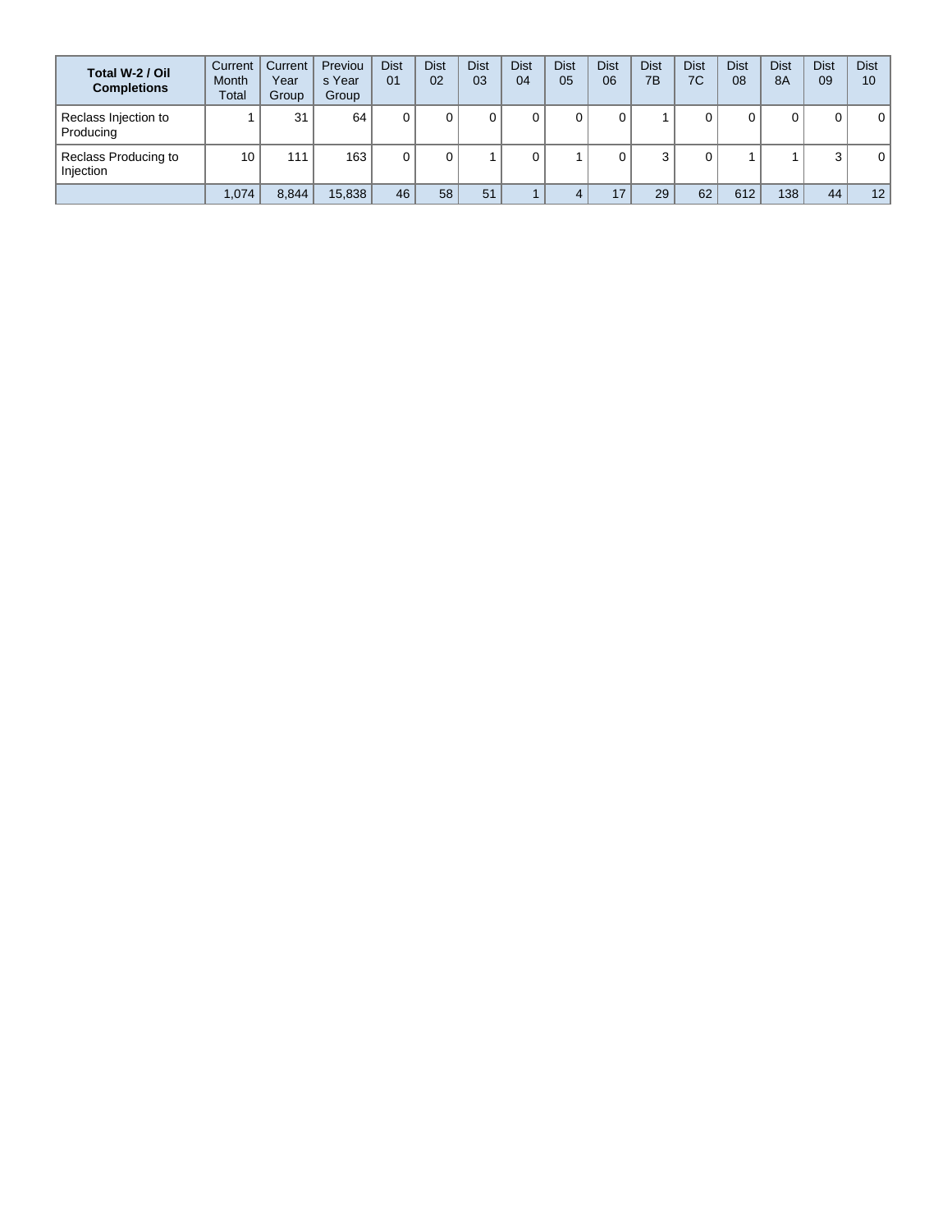| Total W-2 / Oil Completions | Current Month Total | Current Year Group | Previous Year Group | Dist 01 | Dist 02 | Dist 03 | Dist 04 | Dist 05 | Dist 06 | Dist 7B | Dist 7C | Dist 08 | Dist 8A | Dist 09 | Dist 10 |
|---|---|---|---|---|---|---|---|---|---|---|---|---|---|---|---|
| Reclass Injection to Producing | 1 | 31 | 64 | 0 | 0 | 0 | 0 | 0 | 0 | 1 | 0 | 0 | 0 | 0 | 0 |
| Reclass Producing to Injection | 10 | 111 | 163 | 0 | 0 | 1 | 0 | 1 | 0 | 3 | 0 | 1 | 1 | 3 | 0 |
| | 1,074 | 8,844 | 15,838 | 46 | 58 | 51 | 1 | 4 | 17 | 29 | 62 | 612 | 138 | 44 | 12 |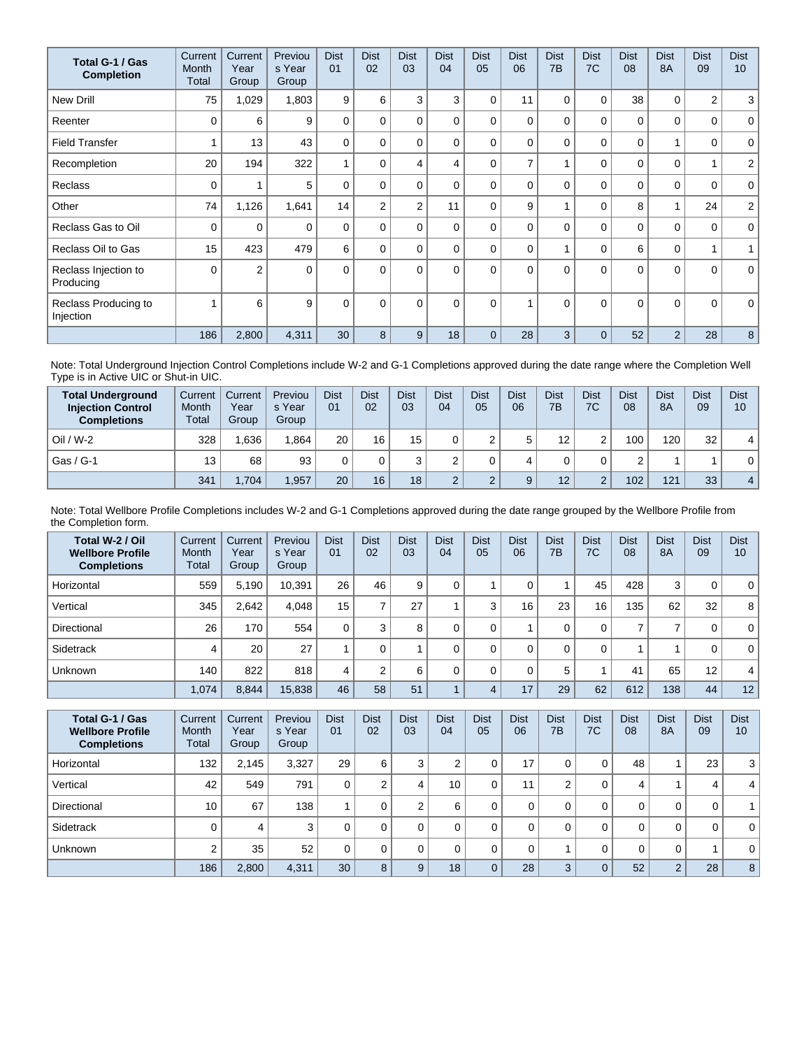| Total G-1 / Gas Completion | Current Month Total | Current Year Group | Previous Year Group | Dist 01 | Dist 02 | Dist 03 | Dist 04 | Dist 05 | Dist 06 | Dist 7B | Dist 7C | Dist 08 | Dist 8A | Dist 09 | Dist 10 |
|---|---|---|---|---|---|---|---|---|---|---|---|---|---|---|---|
| New Drill | 75 | 1,029 | 1,803 | 9 | 6 | 3 | 3 | 0 | 11 | 0 | 0 | 38 | 0 | 2 | 3 |
| Reenter | 0 | 6 | 9 | 0 | 0 | 0 | 0 | 0 | 0 | 0 | 0 | 0 | 0 | 0 | 0 |
| Field Transfer | 1 | 13 | 43 | 0 | 0 | 0 | 0 | 0 | 0 | 0 | 0 | 0 | 1 | 0 | 0 |
| Recompletion | 20 | 194 | 322 | 1 | 0 | 4 | 4 | 0 | 7 | 1 | 0 | 0 | 0 | 1 | 2 |
| Reclass | 0 | 1 | 5 | 0 | 0 | 0 | 0 | 0 | 0 | 0 | 0 | 0 | 0 | 0 | 0 |
| Other | 74 | 1,126 | 1,641 | 14 | 2 | 2 | 11 | 0 | 9 | 1 | 0 | 8 | 1 | 24 | 2 |
| Reclass Gas to Oil | 0 | 0 | 0 | 0 | 0 | 0 | 0 | 0 | 0 | 0 | 0 | 0 | 0 | 0 | 0 |
| Reclass Oil to Gas | 15 | 423 | 479 | 6 | 0 | 0 | 0 | 0 | 0 | 1 | 0 | 6 | 0 | 1 | 1 |
| Reclass Injection to Producing | 0 | 2 | 0 | 0 | 0 | 0 | 0 | 0 | 0 | 0 | 0 | 0 | 0 | 0 | 0 |
| Reclass Producing to Injection | 1 | 6 | 9 | 0 | 0 | 0 | 0 | 0 | 1 | 0 | 0 | 0 | 0 | 0 | 0 |
| | 186 | 2,800 | 4,311 | 30 | 8 | 9 | 18 | 0 | 28 | 3 | 0 | 52 | 2 | 28 | 8 |

Note: Total Underground Injection Control Completions include W-2 and G-1 Completions approved during the date range where the Completion Well Type is in Active UIC or Shut-in UIC.

| Total Underground Injection Control Completions | Current Month Total | Current Year Group | Previous Year Group | Dist 01 | Dist 02 | Dist 03 | Dist 04 | Dist 05 | Dist 06 | Dist 7B | Dist 7C | Dist 08 | Dist 8A | Dist 09 | Dist 10 |
|---|---|---|---|---|---|---|---|---|---|---|---|---|---|---|---|
| Oil / W-2 | 328 | 1,636 | 1,864 | 20 | 16 | 15 | 0 | 2 | 5 | 12 | 2 | 100 | 120 | 32 | 4 |
| Gas / G-1 | 13 | 68 | 93 | 0 | 0 | 3 | 2 | 0 | 4 | 0 | 0 | 2 | 1 | 1 | 0 |
| | 341 | 1,704 | 1,957 | 20 | 16 | 18 | 2 | 2 | 9 | 12 | 2 | 102 | 121 | 33 | 4 |

Note: Total Wellbore Profile Completions includes W-2 and G-1 Completions approved during the date range grouped by the Wellbore Profile from the Completion form.

| Total W-2 / Oil Wellbore Profile Completions | Current Month Total | Current Year Group | Previous Year Group | Dist 01 | Dist 02 | Dist 03 | Dist 04 | Dist 05 | Dist 06 | Dist 7B | Dist 7C | Dist 08 | Dist 8A | Dist 09 | Dist 10 |
|---|---|---|---|---|---|---|---|---|---|---|---|---|---|---|---|
| Horizontal | 559 | 5,190 | 10,391 | 26 | 46 | 9 | 0 | 1 | 0 | 1 | 45 | 428 | 3 | 0 | 0 |
| Vertical | 345 | 2,642 | 4,048 | 15 | 7 | 27 | 1 | 3 | 16 | 23 | 16 | 135 | 62 | 32 | 8 |
| Directional | 26 | 170 | 554 | 0 | 3 | 8 | 0 | 0 | 1 | 0 | 0 | 7 | 7 | 0 | 0 |
| Sidetrack | 4 | 20 | 27 | 1 | 0 | 1 | 0 | 0 | 0 | 0 | 0 | 1 | 1 | 0 | 0 |
| Unknown | 140 | 822 | 818 | 4 | 2 | 6 | 0 | 0 | 0 | 5 | 1 | 41 | 65 | 12 | 4 |
| | 1,074 | 8,844 | 15,838 | 46 | 58 | 51 | 1 | 4 | 17 | 29 | 62 | 612 | 138 | 44 | 12 |

| Total G-1 / Gas Wellbore Profile Completions | Current Month Total | Current Year Group | Previous Year Group | Dist 01 | Dist 02 | Dist 03 | Dist 04 | Dist 05 | Dist 06 | Dist 7B | Dist 7C | Dist 08 | Dist 8A | Dist 09 | Dist 10 |
|---|---|---|---|---|---|---|---|---|---|---|---|---|---|---|---|
| Horizontal | 132 | 2,145 | 3,327 | 29 | 6 | 3 | 2 | 0 | 17 | 0 | 0 | 48 | 1 | 23 | 3 |
| Vertical | 42 | 549 | 791 | 0 | 2 | 4 | 10 | 0 | 11 | 2 | 0 | 4 | 1 | 4 | 4 |
| Directional | 10 | 67 | 138 | 1 | 0 | 2 | 6 | 0 | 0 | 0 | 0 | 0 | 0 | 0 | 1 |
| Sidetrack | 0 | 4 | 3 | 0 | 0 | 0 | 0 | 0 | 0 | 0 | 0 | 0 | 0 | 0 | 0 |
| Unknown | 2 | 35 | 52 | 0 | 0 | 0 | 0 | 0 | 0 | 1 | 0 | 0 | 0 | 1 | 0 |
| | 186 | 2,800 | 4,311 | 30 | 8 | 9 | 18 | 0 | 28 | 3 | 0 | 52 | 2 | 28 | 8 |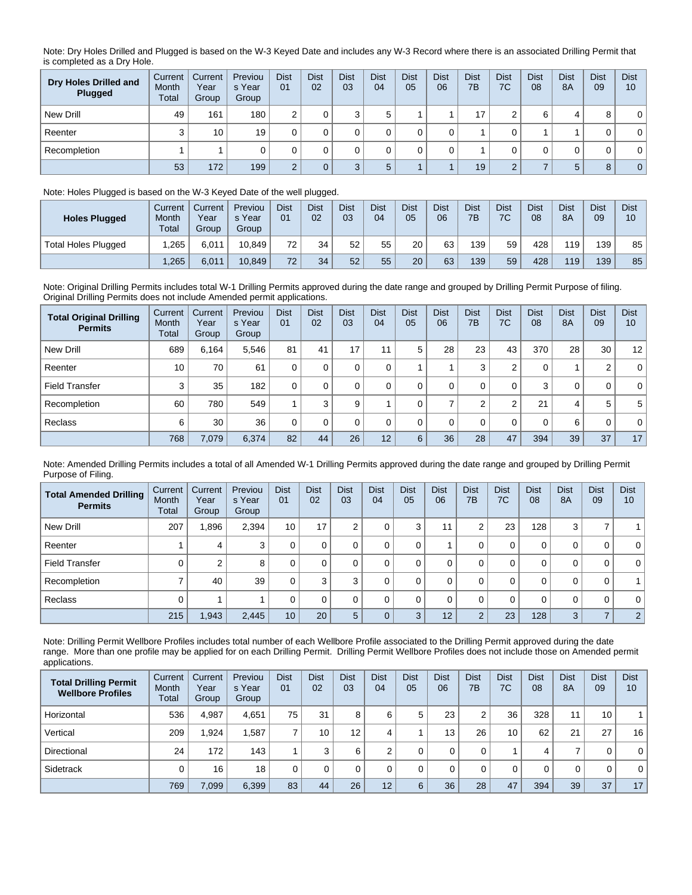Note: Dry Holes Drilled and Plugged is based on the W-3 Keyed Date and includes any W-3 Record where there is an associated Drilling Permit that is completed as a Dry Hole.

| Dry Holes Drilled and Plugged | Current Month Total | Current Year Group | Previous Year Group | Dist 01 | Dist 02 | Dist 03 | Dist 04 | Dist 05 | Dist 06 | Dist 7B | Dist 7C | Dist 08 | Dist 8A | Dist 09 | Dist 10 |
|---|---|---|---|---|---|---|---|---|---|---|---|---|---|---|---|
| New Drill | 49 | 161 | 180 | 2 | 0 | 3 | 5 | 1 | 1 | 17 | 2 | 6 | 4 | 8 | 0 |
| Reenter | 3 | 10 | 19 | 0 | 0 | 0 | 0 | 0 | 0 | 1 | 0 | 1 | 1 | 0 | 0 |
| Recompletion | 1 | 1 | 0 | 0 | 0 | 0 | 0 | 0 | 0 | 1 | 0 | 0 | 0 | 0 | 0 |
| | 53 | 172 | 199 | 2 | 0 | 3 | 5 | 1 | 1 | 19 | 2 | 7 | 5 | 8 | 0 |

Note: Holes Plugged is based on the W-3 Keyed Date of the well plugged.

| Holes Plugged | Current Month Total | Current Year Group | Previous Year Group | Dist 01 | Dist 02 | Dist 03 | Dist 04 | Dist 05 | Dist 06 | Dist 7B | Dist 7C | Dist 08 | Dist 8A | Dist 09 | Dist 10 |
|---|---|---|---|---|---|---|---|---|---|---|---|---|---|---|---|
| Total Holes Plugged | 1,265 | 6,011 | 10,849 | 72 | 34 | 52 | 55 | 20 | 63 | 139 | 59 | 428 | 119 | 139 | 85 |
| | 1,265 | 6,011 | 10,849 | 72 | 34 | 52 | 55 | 20 | 63 | 139 | 59 | 428 | 119 | 139 | 85 |

Note: Original Drilling Permits includes total W-1 Drilling Permits approved during the date range and grouped by Drilling Permit Purpose of filing. Original Drilling Permits does not include Amended permit applications.

| Total Original Drilling Permits | Current Month Total | Current Year Group | Previous Year Group | Dist 01 | Dist 02 | Dist 03 | Dist 04 | Dist 05 | Dist 06 | Dist 7B | Dist 7C | Dist 08 | Dist 8A | Dist 09 | Dist 10 |
|---|---|---|---|---|---|---|---|---|---|---|---|---|---|---|---|
| New Drill | 689 | 6,164 | 5,546 | 81 | 41 | 17 | 11 | 5 | 28 | 23 | 43 | 370 | 28 | 30 | 12 |
| Reenter | 10 | 70 | 61 | 0 | 0 | 0 | 0 | 1 | 1 | 3 | 2 | 0 | 1 | 2 | 0 |
| Field Transfer | 3 | 35 | 182 | 0 | 0 | 0 | 0 | 0 | 0 | 0 | 0 | 3 | 0 | 0 | 0 |
| Recompletion | 60 | 780 | 549 | 1 | 3 | 9 | 1 | 0 | 7 | 2 | 2 | 21 | 4 | 5 | 5 |
| Reclass | 6 | 30 | 36 | 0 | 0 | 0 | 0 | 0 | 0 | 0 | 0 | 0 | 6 | 0 | 0 |
| | 768 | 7,079 | 6,374 | 82 | 44 | 26 | 12 | 6 | 36 | 28 | 47 | 394 | 39 | 37 | 17 |

Note: Amended Drilling Permits includes a total of all Amended W-1 Drilling Permits approved during the date range and grouped by Drilling Permit Purpose of Filing.

| Total Amended Drilling Permits | Current Month Total | Current Year Group | Previous Year Group | Dist 01 | Dist 02 | Dist 03 | Dist 04 | Dist 05 | Dist 06 | Dist 7B | Dist 7C | Dist 08 | Dist 8A | Dist 09 | Dist 10 |
|---|---|---|---|---|---|---|---|---|---|---|---|---|---|---|---|
| New Drill | 207 | 1,896 | 2,394 | 10 | 17 | 2 | 0 | 3 | 11 | 2 | 23 | 128 | 3 | 7 | 1 |
| Reenter | 1 | 4 | 3 | 0 | 0 | 0 | 0 | 0 | 1 | 0 | 0 | 0 | 0 | 0 | 0 |
| Field Transfer | 0 | 2 | 8 | 0 | 0 | 0 | 0 | 0 | 0 | 0 | 0 | 0 | 0 | 0 | 0 |
| Recompletion | 7 | 40 | 39 | 0 | 3 | 3 | 0 | 0 | 0 | 0 | 0 | 0 | 0 | 0 | 1 |
| Reclass | 0 | 1 | 1 | 0 | 0 | 0 | 0 | 0 | 0 | 0 | 0 | 0 | 0 | 0 | 0 |
| | 215 | 1,943 | 2,445 | 10 | 20 | 5 | 0 | 3 | 12 | 2 | 23 | 128 | 3 | 7 | 2 |

Note: Drilling Permit Wellbore Profiles includes total number of each Wellbore Profile associated to the Drilling Permit approved during the date range. More than one profile may be applied for on each Drilling Permit. Drilling Permit Wellbore Profiles does not include those on Amended permit applications.

| Total Drilling Permit Wellbore Profiles | Current Month Total | Current Year Group | Previous Year Group | Dist 01 | Dist 02 | Dist 03 | Dist 04 | Dist 05 | Dist 06 | Dist 7B | Dist 7C | Dist 08 | Dist 8A | Dist 09 | Dist 10 |
|---|---|---|---|---|---|---|---|---|---|---|---|---|---|---|---|
| Horizontal | 536 | 4,987 | 4,651 | 75 | 31 | 8 | 6 | 5 | 23 | 2 | 36 | 328 | 11 | 10 | 1 |
| Vertical | 209 | 1,924 | 1,587 | 7 | 10 | 12 | 4 | 1 | 13 | 26 | 10 | 62 | 21 | 27 | 16 |
| Directional | 24 | 172 | 143 | 1 | 3 | 6 | 2 | 0 | 0 | 0 | 1 | 4 | 7 | 0 | 0 |
| Sidetrack | 0 | 16 | 18 | 0 | 0 | 0 | 0 | 0 | 0 | 0 | 0 | 0 | 0 | 0 | 0 |
| | 769 | 7,099 | 6,399 | 83 | 44 | 26 | 12 | 6 | 36 | 28 | 47 | 394 | 39 | 37 | 17 |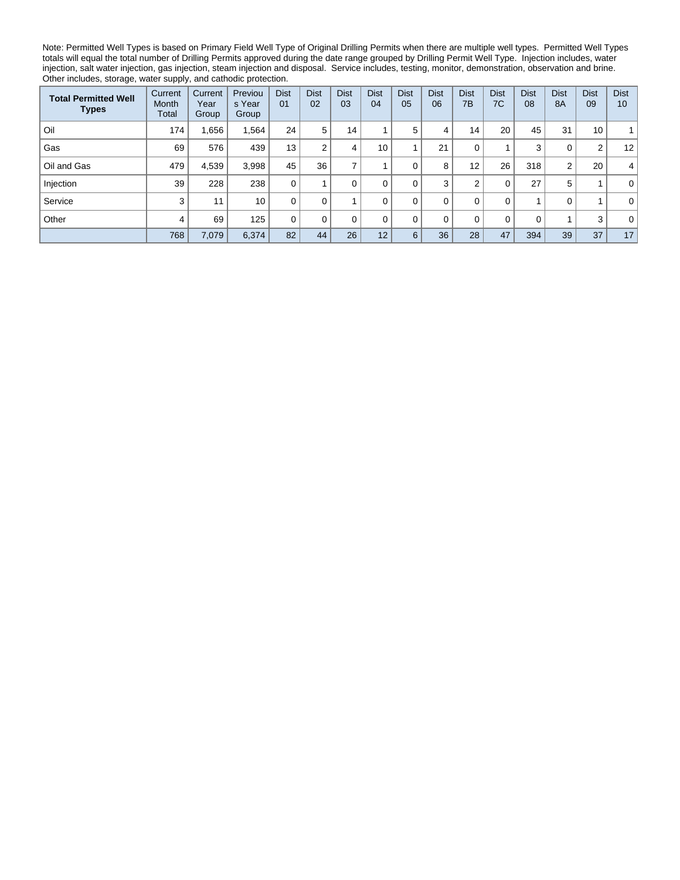Note: Permitted Well Types is based on Primary Field Well Type of Original Drilling Permits when there are multiple well types. Permitted Well Types totals will equal the total number of Drilling Permits approved during the date range grouped by Drilling Permit Well Type. Injection includes, water injection, salt water injection, gas injection, steam injection and disposal. Service includes, testing, monitor, demonstration, observation and brine. Other includes, storage, water supply, and cathodic protection.

| **Total Permitted Well Types** | Current Month Total | Current Year Group | Previous Year Group | Dist 01 | Dist 02 | Dist 03 | Dist 04 | Dist 05 | Dist 06 | Dist 7B | Dist 7C | Dist 08 | Dist 8A | Dist 09 | Dist 10 |
|---|---|---|---|---|---|---|---|---|---|---|---|---|---|---|---|
| Oil | 174 | 1,656 | 1,564 | 24 | 5 | 14 | 1 | 5 | 4 | 14 | 20 | 45 | 31 | 10 | 1 |
| Gas | 69 | 576 | 439 | 13 | 2 | 4 | 10 | 1 | 21 | 0 | 1 | 3 | 0 | 2 | 12 |
| Oil and Gas | 479 | 4,539 | 3,998 | 45 | 36 | 7 | 1 | 0 | 8 | 12 | 26 | 318 | 2 | 20 | 4 |
| Injection | 39 | 228 | 238 | 0 | 1 | 0 | 0 | 0 | 3 | 2 | 0 | 27 | 5 | 1 | 0 |
| Service | 3 | 11 | 10 | 0 | 0 | 1 | 0 | 0 | 0 | 0 | 0 | 1 | 0 | 1 | 0 |
| Other | 4 | 69 | 125 | 0 | 0 | 0 | 0 | 0 | 0 | 0 | 0 | 0 | 1 | 3 | 0 |
| | 768 | 7,079 | 6,374 | 82 | 44 | 26 | 12 | 6 | 36 | 28 | 47 | 394 | 39 | 37 | 17 |